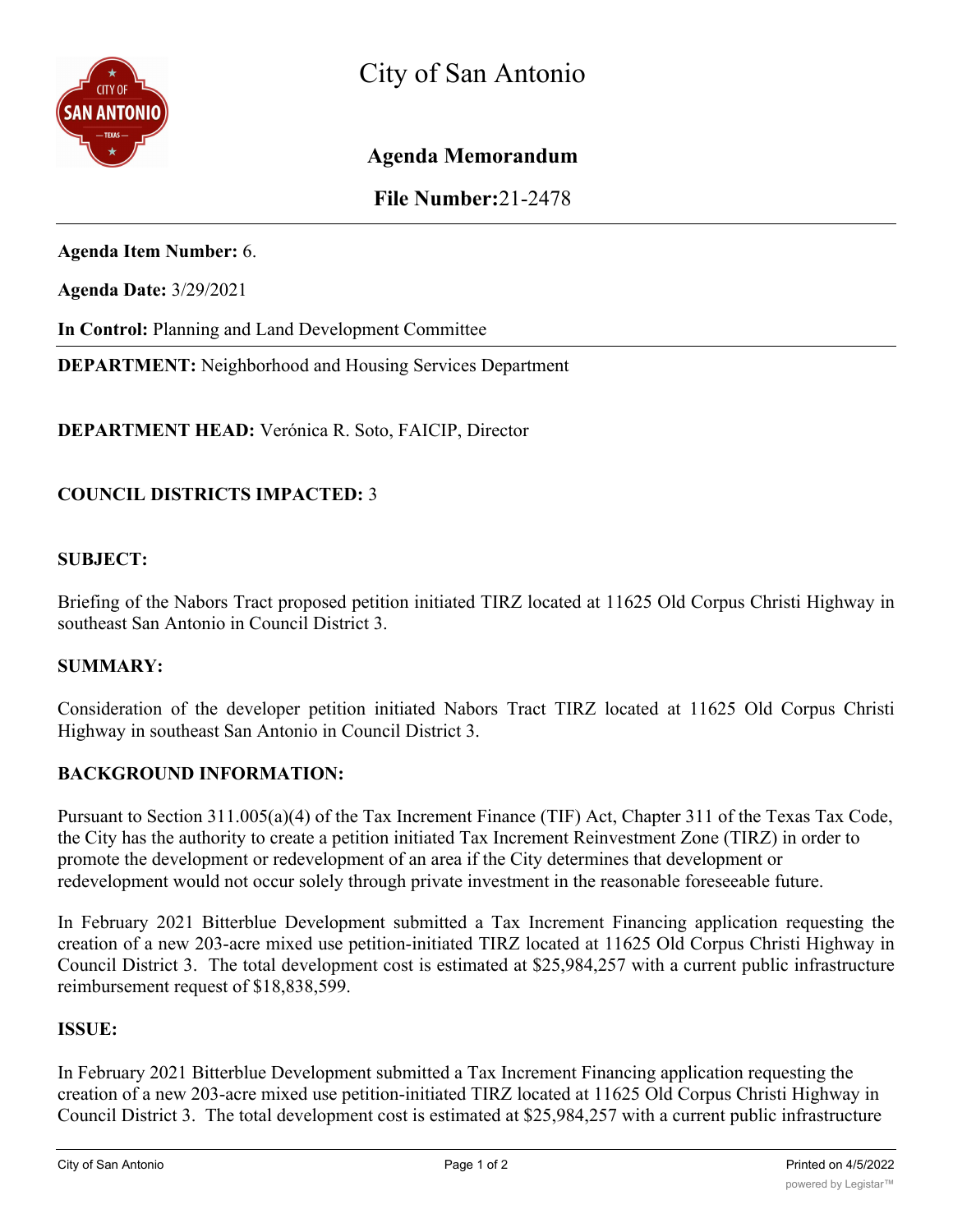# City of San Antonio

## Agenda Memorandum

**File Number:**21-2478

---

**Agenda Item Number:** 6.

**Agenda Date:** 3/29/2021

**In Control:** Planning and Land Development Committee

---

**DEPARTMENT:** Neighborhood and Housing Services Department

**DEPARTMENT HEAD:** Verónica R. Soto, FAICIP, Director

**COUNCIL DISTRICTS IMPACTED:** 3

**SUBJECT:**

Briefing of the Nabors Tract proposed petition initiated TIRZ located at 11625 Old Corpus Christi Highway in southeast San Antonio in Council District 3.

**SUMMARY:**

Consideration of the developer petition initiated Nabors Tract TIRZ located at 11625 Old Corpus Christi Highway in southeast San Antonio in Council District 3.

**BACKGROUND INFORMATION:**

Pursuant to Section 311.005(a)(4) of the Tax Increment Finance (TIF) Act, Chapter 311 of the Texas Tax Code, the City has the authority to create a petition initiated Tax Increment Reinvestment Zone (TIRZ) in order to promote the development or redevelopment of an area if the City determines that development or redevelopment would not occur solely through private investment in the reasonable foreseeable future.

In February 2021 Bitterblue Development submitted a Tax Increment Financing application requesting the creation of a new 203-acre mixed use petition-initiated TIRZ located at 11625 Old Corpus Christi Highway in Council District 3. The total development cost is estimated at $25,984,257 with a current public infrastructure reimbursement request of $18,838,599.

**ISSUE:**

In February 2021 Bitterblue Development submitted a Tax Increment Financing application requesting the creation of a new 203-acre mixed use petition-initiated TIRZ located at 11625 Old Corpus Christi Highway in Council District 3. The total development cost is estimated at $25,984,257 with a current public infrastructure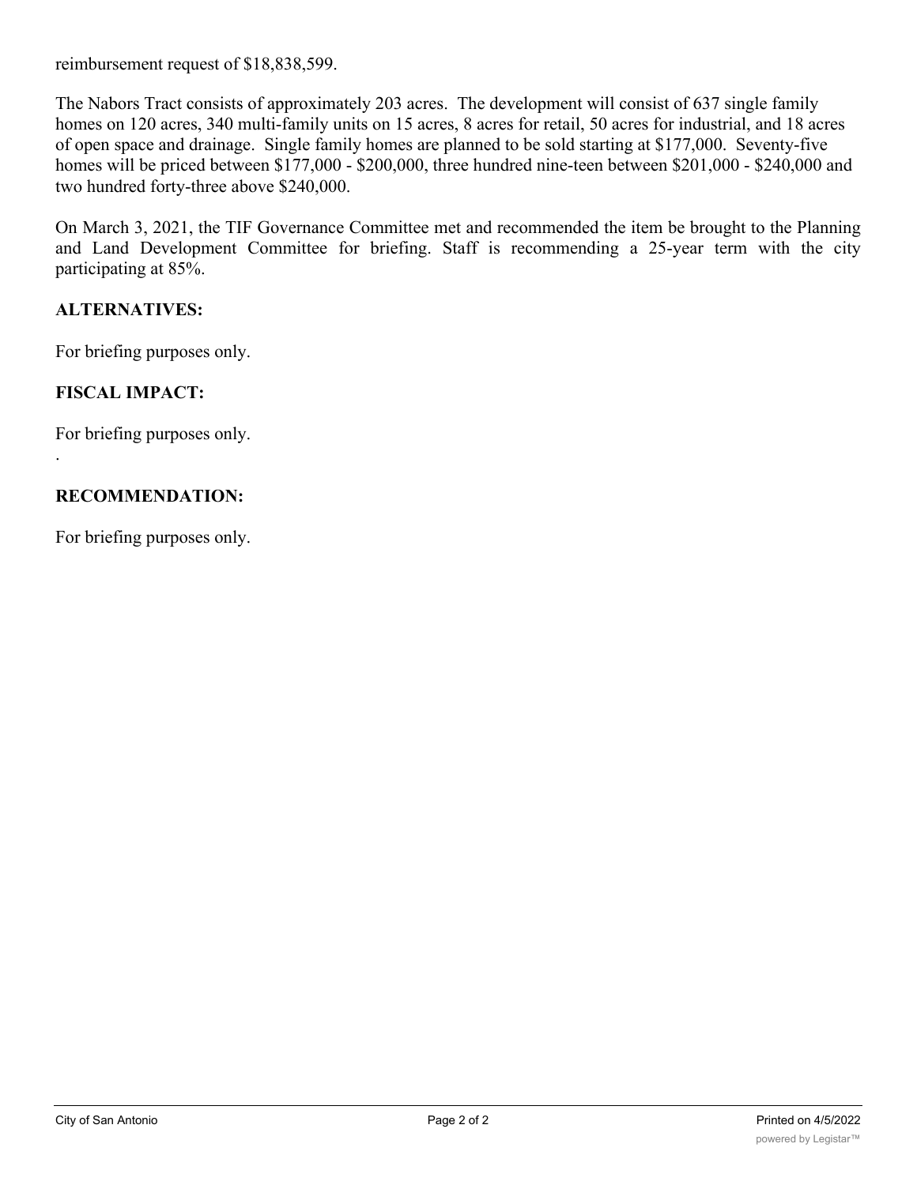reimbursement request of $18,838,599.

The Nabors Tract consists of approximately 203 acres. The development will consist of 637 single family homes on 120 acres, 340 multi-family units on 15 acres, 8 acres for retail, 50 acres for industrial, and 18 acres of open space and drainage. Single family homes are planned to be sold starting at $177,000. Seventy-five homes will be priced between $177,000 - $200,000, three hundred nine-teen between $201,000 - $240,000 and two hundred forty-three above $240,000.

On March 3, 2021, the TIF Governance Committee met and recommended the item be brought to the Planning and Land Development Committee for briefing. Staff is recommending a 25-year term with the city participating at 85%.

## ALTERNATIVES:

For briefing purposes only.

## FISCAL IMPACT:

For briefing purposes only.

.

## RECOMMENDATION:

For briefing purposes only.